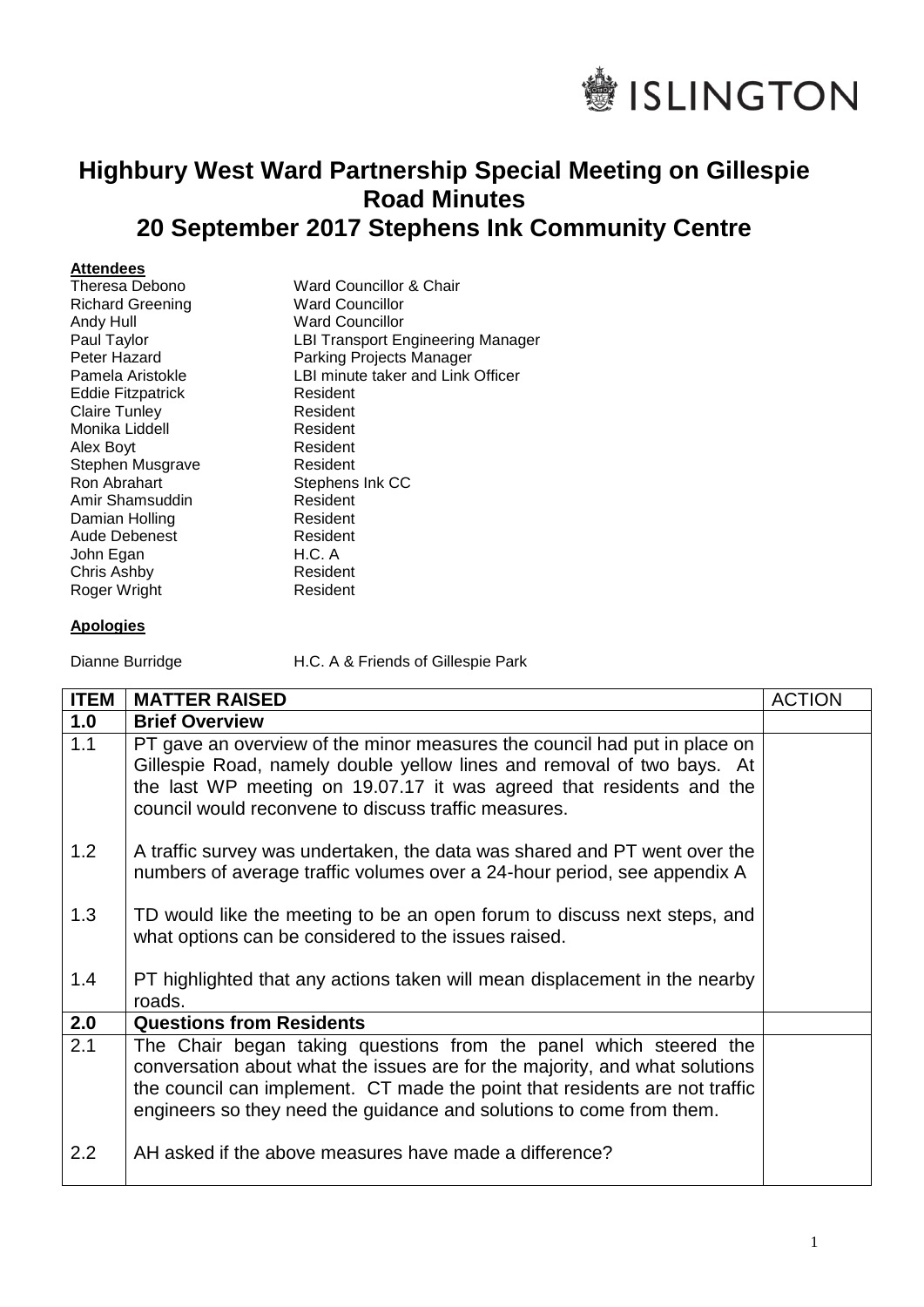ISLINGTON

# Highbury West Ward Partnership Special Meeting on Gillespie Road Minutes
## 20 September 2017 Stephens Ink Community Centre

**Attendees**

| | |
|---|---|
| Theresa Debono | Ward Councillor & Chair |
| Richard Greening | Ward Councillor |
| Andy Hull | Ward Councillor |
| Paul Taylor | LBI Transport Engineering Manager |
| Peter Hazard | Parking Projects Manager |
| Pamela Aristokle | LBI minute taker and Link Officer |
| Eddie Fitzpatrick | Resident |
| Claire Tunley | Resident |
| Monika Liddell | Resident |
| Alex Boyt | Resident |
| Stephen Musgrave | Resident |
| Ron Abrahart | Stephens Ink CC |
| Amir Shamsuddin | Resident |
| Damian Holling | Resident |
| Aude Debenest | Resident |
| John Egan | H.C. A |
| Chris Ashby | Resident |
| Roger Wright | Resident |

**Apologies**

| | |
|---|---|
| Dianne Burridge | H.C. A & Friends of Gillespie Park |

| ITEM | MATTER RAISED | ACTION |
|---|---|---|
| **1.0** | **Brief Overview** | |
| 1.1 | PT gave an overview of the minor measures the council had put in place on Gillespie Road, namely double yellow lines and removal of two bays. At the last WP meeting on 19.07.17 it was agreed that residents and the council would reconvene to discuss traffic measures. | |
| 1.2 | A traffic survey was undertaken, the data was shared and PT went over the numbers of average traffic volumes over a 24-hour period, see appendix A | |
| 1.3 | TD would like the meeting to be an open forum to discuss next steps, and what options can be considered to the issues raised. | |
| 1.4 | PT highlighted that any actions taken will mean displacement in the nearby roads. | |
| **2.0** | **Questions from Residents** | |
| 2.1 | The Chair began taking questions from the panel which steered the conversation about what the issues are for the majority, and what solutions the council can implement. CT made the point that residents are not traffic engineers so they need the guidance and solutions to come from them. | |
| 2.2 | AH asked if the above measures have made a difference? | |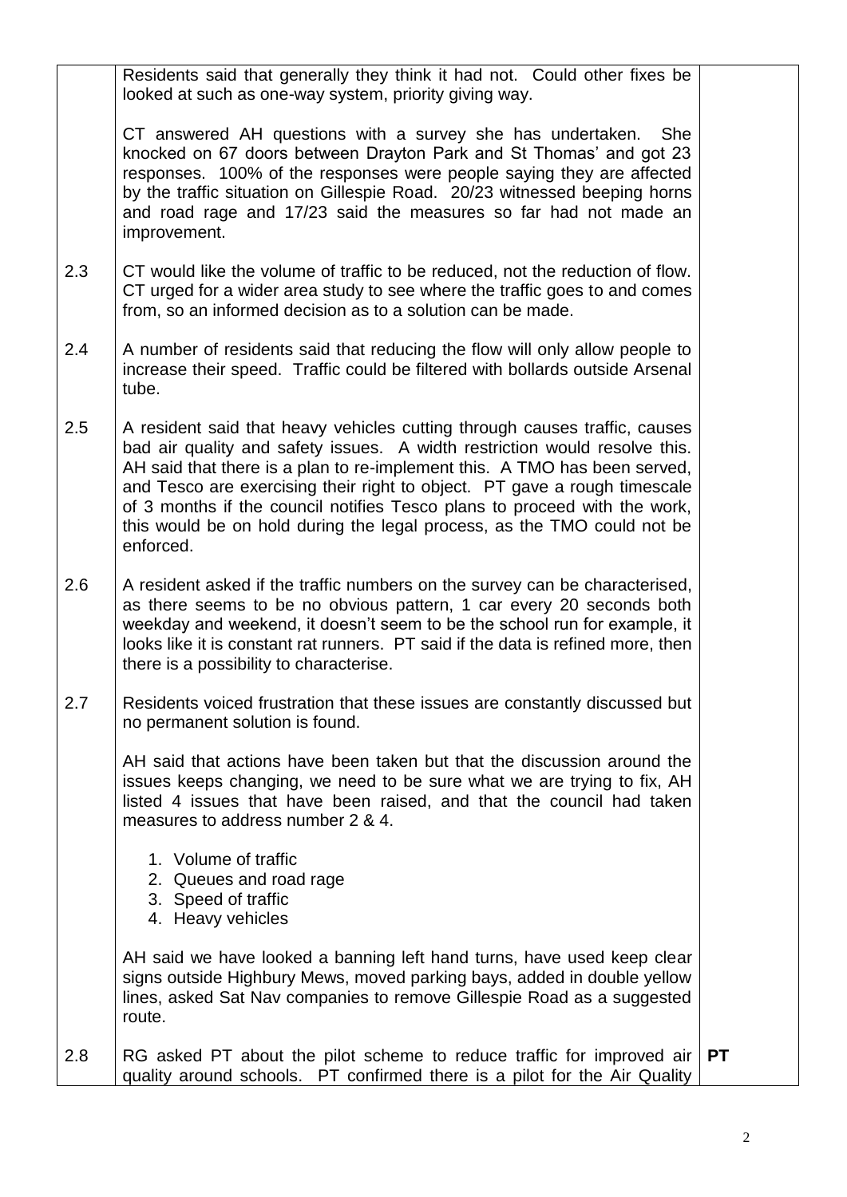| | | |
|---|---|---|
| | Residents said that generally they think it had not. Could other fixes be looked at such as one-way system, priority giving way.<br><br>CT answered AH questions with a survey she has undertaken. She knocked on 67 doors between Drayton Park and St Thomas' and got 23 responses. 100% of the responses were people saying they are affected by the traffic situation on Gillespie Road. 20/23 witnessed beeping horns and road rage and 17/23 said the measures so far had not made an improvement. | |
| 2.3 | CT would like the volume of traffic to be reduced, not the reduction of flow. CT urged for a wider area study to see where the traffic goes to and comes from, so an informed decision as to a solution can be made. | |
| 2.4 | A number of residents said that reducing the flow will only allow people to increase their speed. Traffic could be filtered with bollards outside Arsenal tube. | |
| 2.5 | A resident said that heavy vehicles cutting through causes traffic, causes bad air quality and safety issues. A width restriction would resolve this. AH said that there is a plan to re-implement this. A TMO has been served, and Tesco are exercising their right to object. PT gave a rough timescale of 3 months if the council notifies Tesco plans to proceed with the work, this would be on hold during the legal process, as the TMO could not be enforced. | |
| 2.6 | A resident asked if the traffic numbers on the survey can be characterised, as there seems to be no obvious pattern, 1 car every 20 seconds both weekday and weekend, it doesn't seem to be the school run for example, it looks like it is constant rat runners. PT said if the data is refined more, then there is a possibility to characterise. | |
| 2.7 | Residents voiced frustration that these issues are constantly discussed but no permanent solution is found.<br><br>AH said that actions have been taken but that the discussion around the issues keeps changing, we need to be sure what we are trying to fix, AH listed 4 issues that have been raised, and that the council had taken measures to address number 2 & 4.<br><br>1. Volume of traffic<br>2. Queues and road rage<br>3. Speed of traffic<br>4. Heavy vehicles<br><br>AH said we have looked a banning left hand turns, have used keep clear signs outside Highbury Mews, moved parking bays, added in double yellow lines, asked Sat Nav companies to remove Gillespie Road as a suggested route. | |
| 2.8 | RG asked PT about the pilot scheme to reduce traffic for improved air quality around schools. PT confirmed there is a pilot for the Air Quality | **PT** |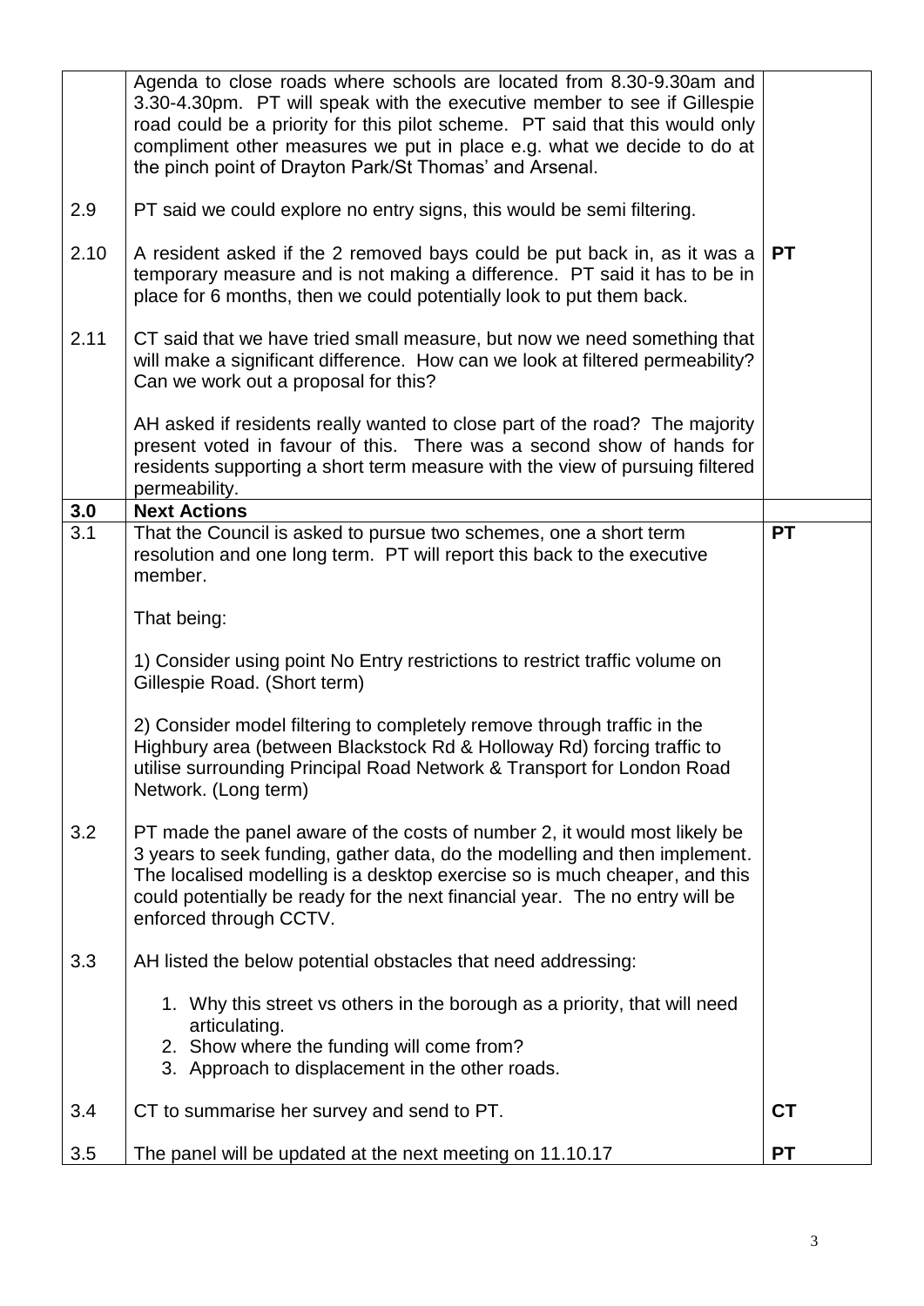| | | |
|---|---|---|
| | Agenda to close roads where schools are located from 8.30-9.30am and 3.30-4.30pm. PT will speak with the executive member to see if Gillespie road could be a priority for this pilot scheme. PT said that this would only compliment other measures we put in place e.g. what we decide to do at the pinch point of Drayton Park/St Thomas' and Arsenal. | |
| 2.9 | PT said we could explore no entry signs, this would be semi filtering. | |
| 2.10 | A resident asked if the 2 removed bays could be put back in, as it was a temporary measure and is not making a difference. PT said it has to be in place for 6 months, then we could potentially look to put them back. | **PT** |
| 2.11 | CT said that we have tried small measure, but now we need something that will make a significant difference. How can we look at filtered permeability? Can we work out a proposal for this?<br><br>AH asked if residents really wanted to close part of the road? The majority present voted in favour of this. There was a second show of hands for residents supporting a short term measure with the view of pursuing filtered permeability. | |
| **3.0** | **Next Actions** | |
| 3.1 | That the Council is asked to pursue two schemes, one a short term resolution and one long term. PT will report this back to the executive member.<br><br>That being:<br><br>1) Consider using point No Entry restrictions to restrict traffic volume on Gillespie Road. (Short term)<br><br>2) Consider model filtering to completely remove through traffic in the Highbury area (between Blackstock Rd & Holloway Rd) forcing traffic to utilise surrounding Principal Road Network & Transport for London Road Network. (Long term) | **PT** |
| 3.2 | PT made the panel aware of the costs of number 2, it would most likely be 3 years to seek funding, gather data, do the modelling and then implement. The localised modelling is a desktop exercise so is much cheaper, and this could potentially be ready for the next financial year. The no entry will be enforced through CCTV. | |
| 3.3 | AH listed the below potential obstacles that need addressing:<br><br>1. Why this street vs others in the borough as a priority, that will need articulating.<br>2. Show where the funding will come from?<br>3. Approach to displacement in the other roads. | |
| 3.4 | CT to summarise her survey and send to PT. | **CT** |
| 3.5 | The panel will be updated at the next meeting on 11.10.17 | **PT** |